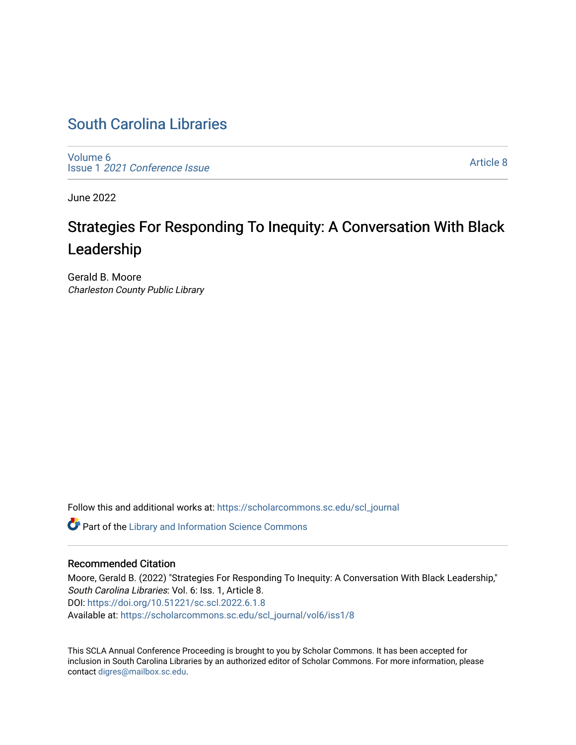# South Carolina Libraries

Volume 6
Issue 1 *2021 Conference Issue*

Article 8

June 2022

## Strategies For Responding To Inequity: A Conversation With Black Leadership

Gerald B. Moore
*Charleston County Public Library*

Follow this and additional works at: https://scholarcommons.sc.edu/scl_journal

Part of the Library and Information Science Commons

### Recommended Citation

Moore, Gerald B. (2022) "Strategies For Responding To Inequity: A Conversation With Black Leadership," *South Carolina Libraries*: Vol. 6: Iss. 1, Article 8.
DOI: https://doi.org/10.51221/sc.scl.2022.6.1.8
Available at: https://scholarcommons.sc.edu/scl_journal/vol6/iss1/8

This SCLA Annual Conference Proceeding is brought to you by Scholar Commons. It has been accepted for inclusion in South Carolina Libraries by an authorized editor of Scholar Commons. For more information, please contact digres@mailbox.sc.edu.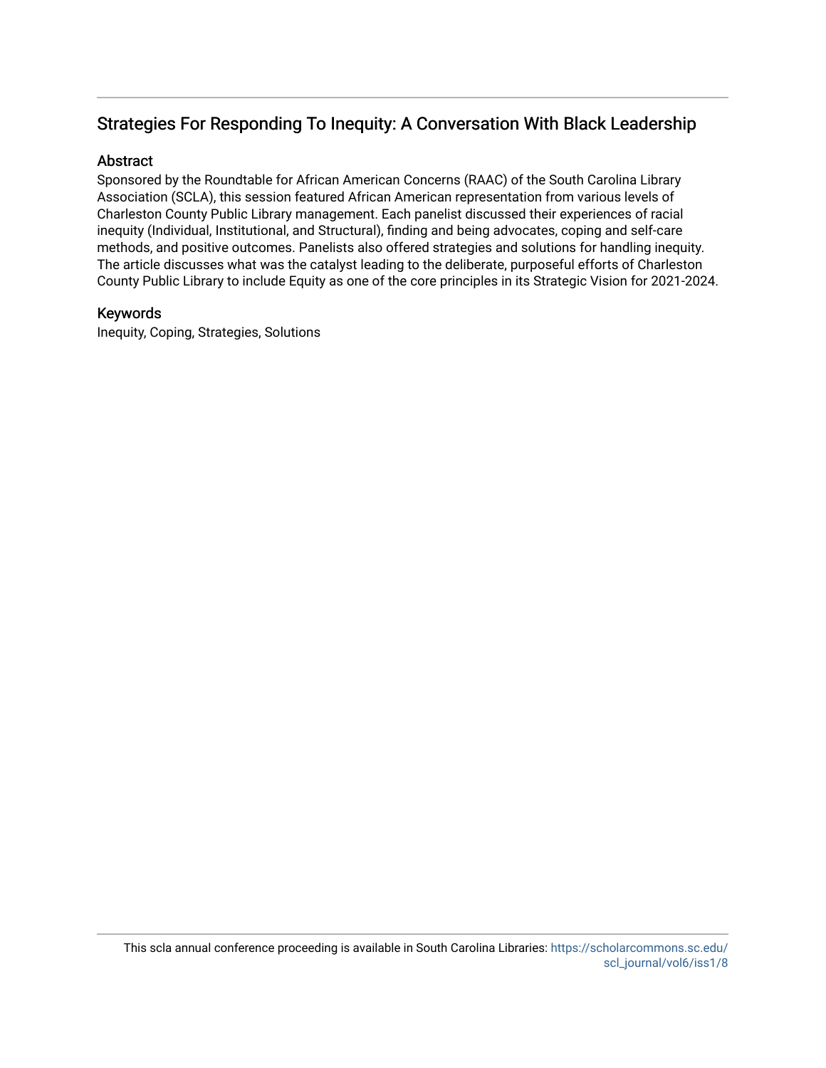## Strategies For Responding To Inequity: A Conversation With Black Leadership

### Abstract

Sponsored by the Roundtable for African American Concerns (RAAC) of the South Carolina Library Association (SCLA), this session featured African American representation from various levels of Charleston County Public Library management. Each panelist discussed their experiences of racial inequity (Individual, Institutional, and Structural), finding and being advocates, coping and self-care methods, and positive outcomes. Panelists also offered strategies and solutions for handling inequity. The article discusses what was the catalyst leading to the deliberate, purposeful efforts of Charleston County Public Library to include Equity as one of the core principles in its Strategic Vision for 2021-2024.

### Keywords

Inequity, Coping, Strategies, Solutions

This scla annual conference proceeding is available in South Carolina Libraries: https://scholarcommons.sc.edu/scl_journal/vol6/iss1/8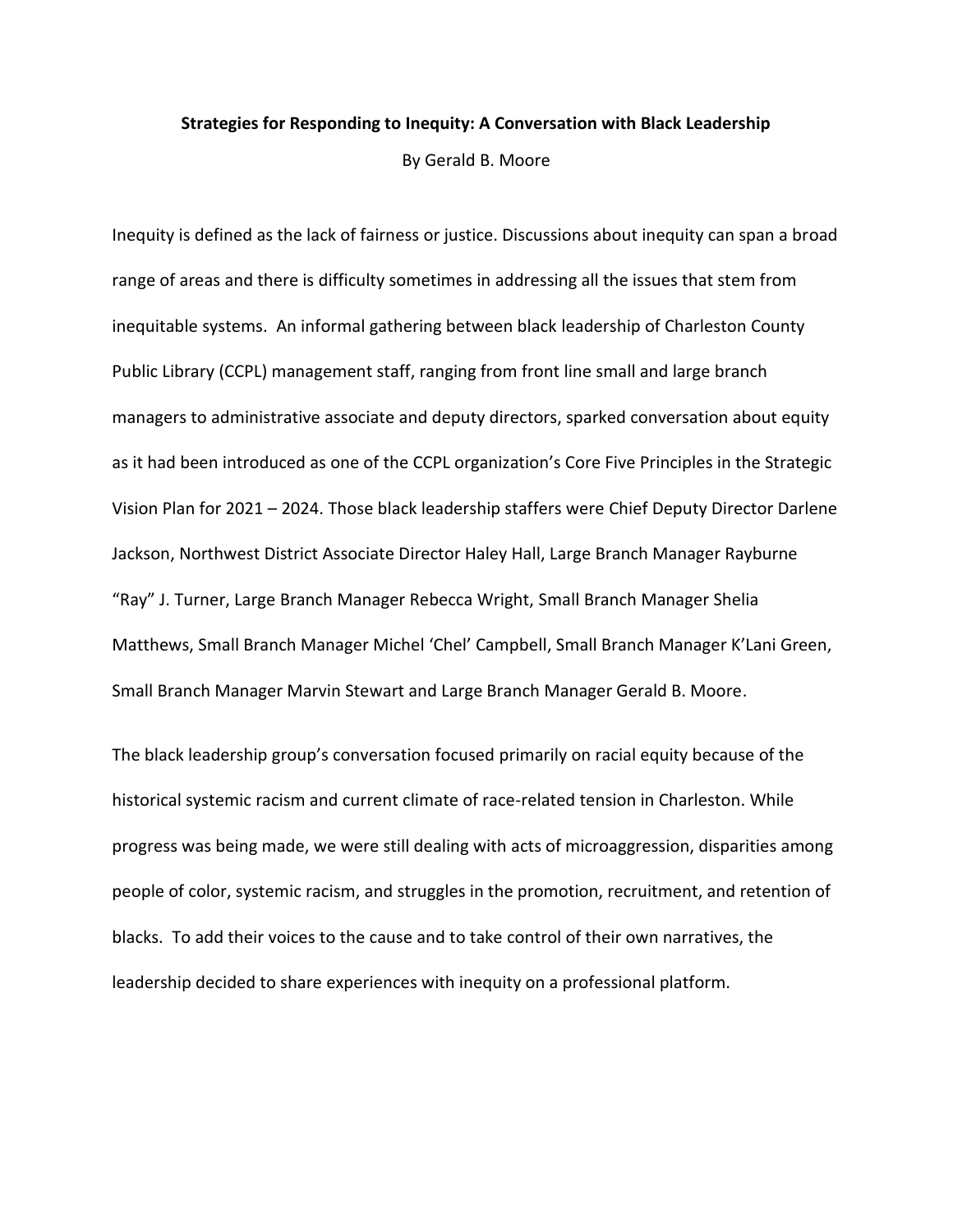**Strategies for Responding to Inequity: A Conversation with Black Leadership**

By Gerald B. Moore

Inequity is defined as the lack of fairness or justice. Discussions about inequity can span a broad range of areas and there is difficulty sometimes in addressing all the issues that stem from inequitable systems. An informal gathering between black leadership of Charleston County Public Library (CCPL) management staff, ranging from front line small and large branch managers to administrative associate and deputy directors, sparked conversation about equity as it had been introduced as one of the CCPL organization's Core Five Principles in the Strategic Vision Plan for 2021 – 2024. Those black leadership staffers were Chief Deputy Director Darlene Jackson, Northwest District Associate Director Haley Hall, Large Branch Manager Rayburne "Ray" J. Turner, Large Branch Manager Rebecca Wright, Small Branch Manager Shelia Matthews, Small Branch Manager Michel 'Chel' Campbell, Small Branch Manager K'Lani Green, Small Branch Manager Marvin Stewart and Large Branch Manager Gerald B. Moore.

The black leadership group's conversation focused primarily on racial equity because of the historical systemic racism and current climate of race-related tension in Charleston. While progress was being made, we were still dealing with acts of microaggression, disparities among people of color, systemic racism, and struggles in the promotion, recruitment, and retention of blacks. To add their voices to the cause and to take control of their own narratives, the leadership decided to share experiences with inequity on a professional platform.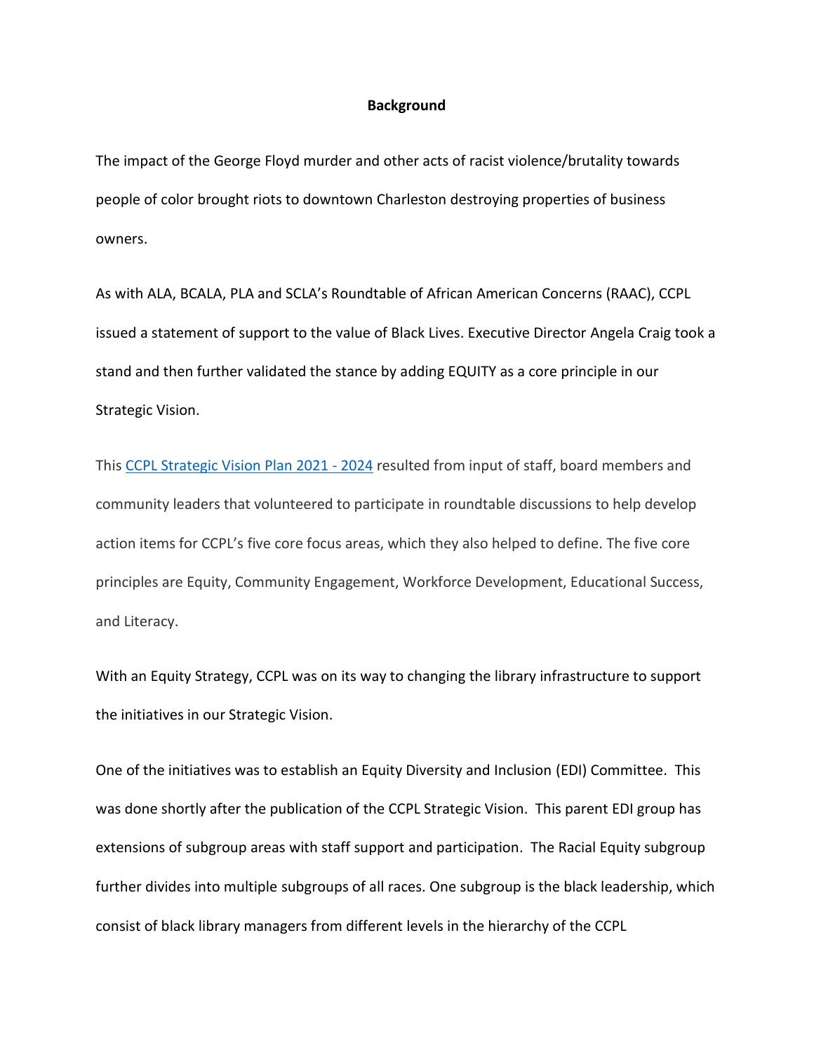**Background**

The impact of the George Floyd murder and other acts of racist violence/brutality towards people of color brought riots to downtown Charleston destroying properties of business owners.

As with ALA, BCALA, PLA and SCLA's Roundtable of African American Concerns (RAAC), CCPL issued a statement of support to the value of Black Lives. Executive Director Angela Craig took a stand and then further validated the stance by adding EQUITY as a core principle in our Strategic Vision.

This CCPL Strategic Vision Plan 2021 - 2024 resulted from input of staff, board members and community leaders that volunteered to participate in roundtable discussions to help develop action items for CCPL's five core focus areas, which they also helped to define. The five core principles are Equity, Community Engagement, Workforce Development, Educational Success, and Literacy.

With an Equity Strategy, CCPL was on its way to changing the library infrastructure to support the initiatives in our Strategic Vision.

One of the initiatives was to establish an Equity Diversity and Inclusion (EDI) Committee. This was done shortly after the publication of the CCPL Strategic Vision. This parent EDI group has extensions of subgroup areas with staff support and participation. The Racial Equity subgroup further divides into multiple subgroups of all races. One subgroup is the black leadership, which consist of black library managers from different levels in the hierarchy of the CCPL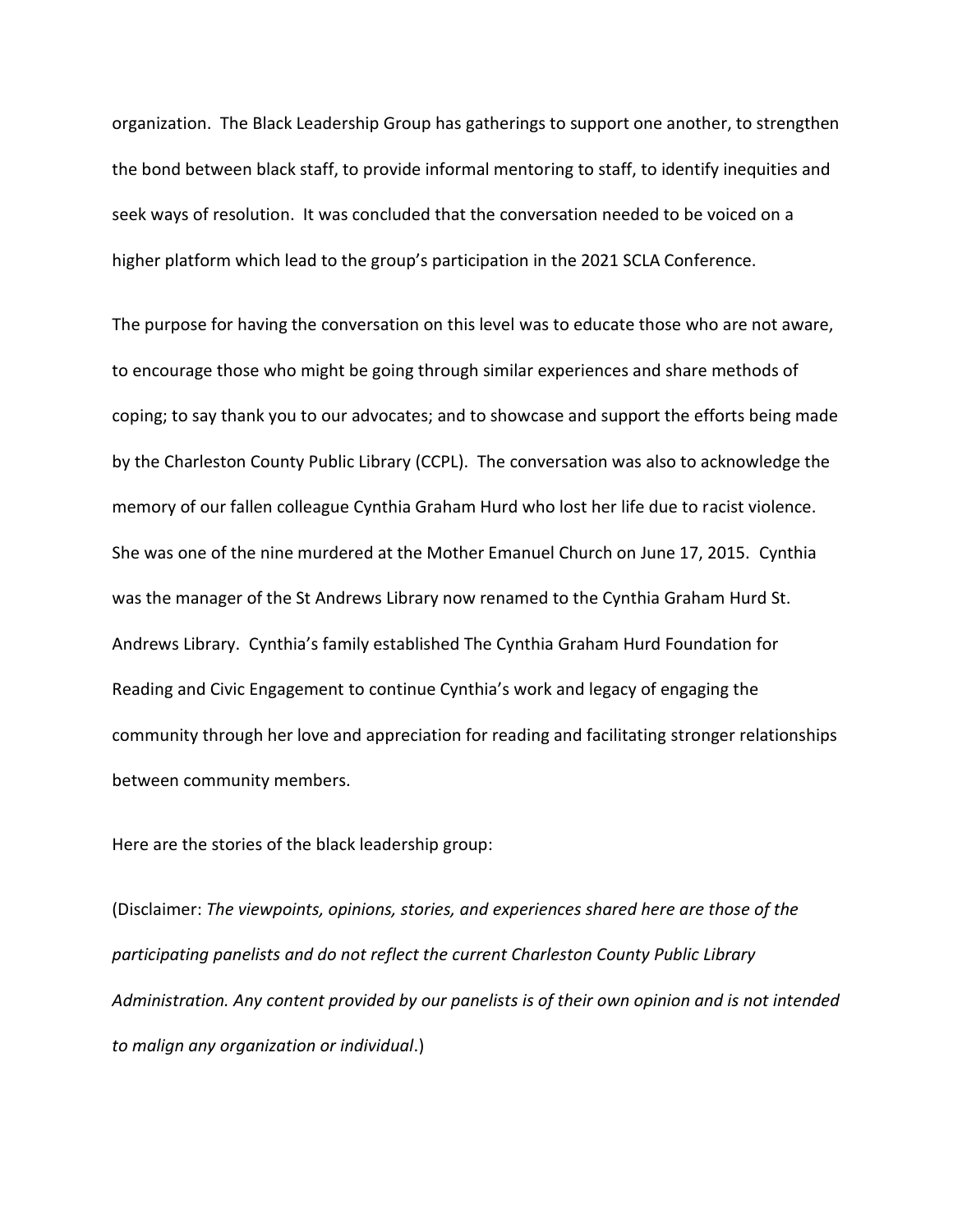organization. The Black Leadership Group has gatherings to support one another, to strengthen the bond between black staff, to provide informal mentoring to staff, to identify inequities and seek ways of resolution. It was concluded that the conversation needed to be voiced on a higher platform which lead to the group's participation in the 2021 SCLA Conference.

The purpose for having the conversation on this level was to educate those who are not aware, to encourage those who might be going through similar experiences and share methods of coping; to say thank you to our advocates; and to showcase and support the efforts being made by the Charleston County Public Library (CCPL). The conversation was also to acknowledge the memory of our fallen colleague Cynthia Graham Hurd who lost her life due to racist violence. She was one of the nine murdered at the Mother Emanuel Church on June 17, 2015. Cynthia was the manager of the St Andrews Library now renamed to the Cynthia Graham Hurd St. Andrews Library. Cynthia's family established The Cynthia Graham Hurd Foundation for Reading and Civic Engagement to continue Cynthia's work and legacy of engaging the community through her love and appreciation for reading and facilitating stronger relationships between community members.

Here are the stories of the black leadership group:

(Disclaimer: *The viewpoints, opinions, stories, and experiences shared here are those of the participating panelists and do not reflect the current Charleston County Public Library Administration. Any content provided by our panelists is of their own opinion and is not intended to malign any organization or individual*.)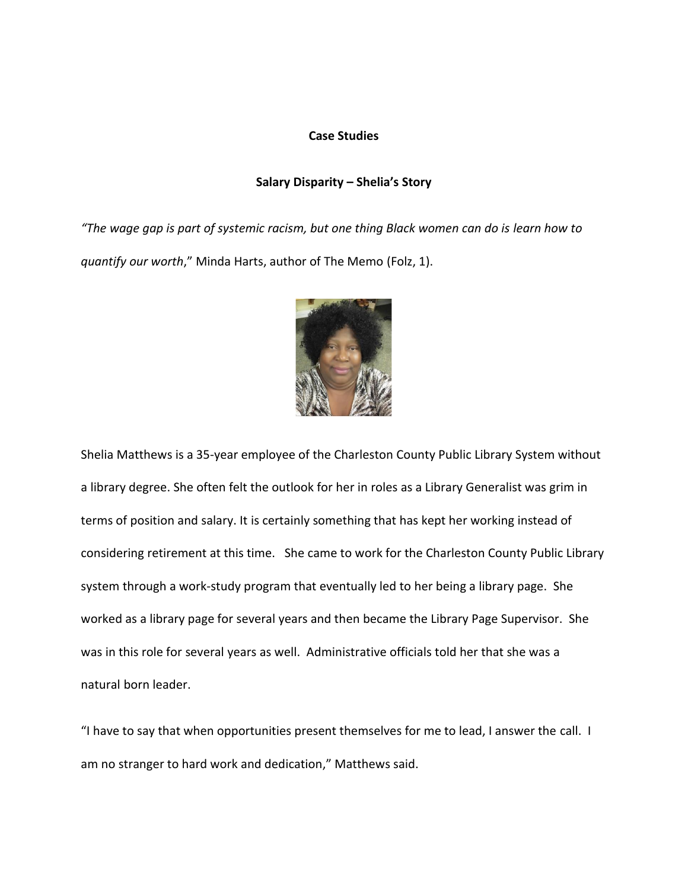**Case Studies**

**Salary Disparity – Shelia's Story**

*"The wage gap is part of systemic racism, but one thing Black women can do is learn how to quantify our worth*," Minda Harts, author of The Memo (Folz, 1).

Shelia Matthews is a 35-year employee of the Charleston County Public Library System without a library degree. She often felt the outlook for her in roles as a Library Generalist was grim in terms of position and salary. It is certainly something that has kept her working instead of considering retirement at this time. She came to work for the Charleston County Public Library system through a work-study program that eventually led to her being a library page. She worked as a library page for several years and then became the Library Page Supervisor. She was in this role for several years as well. Administrative officials told her that she was a natural born leader.

"I have to say that when opportunities present themselves for me to lead, I answer the call. I am no stranger to hard work and dedication," Matthews said.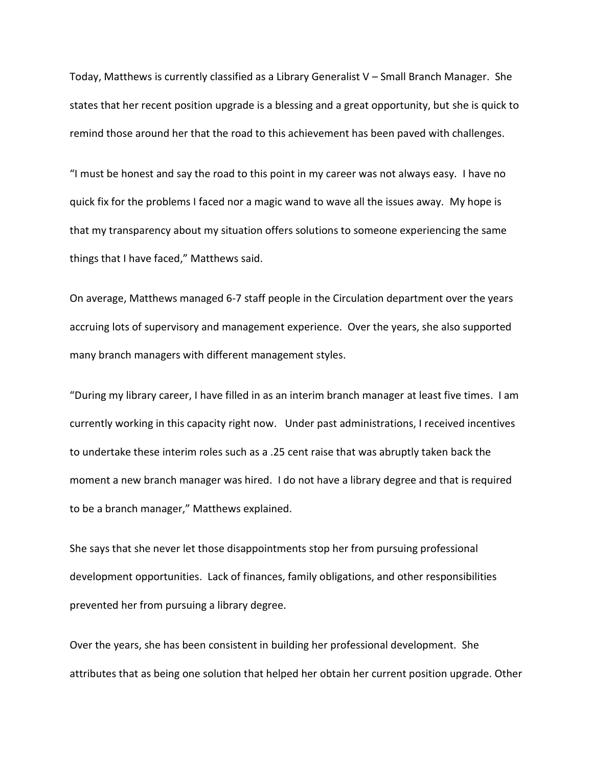Today, Matthews is currently classified as a Library Generalist V – Small Branch Manager. She states that her recent position upgrade is a blessing and a great opportunity, but she is quick to remind those around her that the road to this achievement has been paved with challenges.

"I must be honest and say the road to this point in my career was not always easy. I have no quick fix for the problems I faced nor a magic wand to wave all the issues away. My hope is that my transparency about my situation offers solutions to someone experiencing the same things that I have faced," Matthews said.

On average, Matthews managed 6-7 staff people in the Circulation department over the years accruing lots of supervisory and management experience. Over the years, she also supported many branch managers with different management styles.

"During my library career, I have filled in as an interim branch manager at least five times. I am currently working in this capacity right now. Under past administrations, I received incentives to undertake these interim roles such as a .25 cent raise that was abruptly taken back the moment a new branch manager was hired. I do not have a library degree and that is required to be a branch manager," Matthews explained.

She says that she never let those disappointments stop her from pursuing professional development opportunities. Lack of finances, family obligations, and other responsibilities prevented her from pursuing a library degree.

Over the years, she has been consistent in building her professional development. She attributes that as being one solution that helped her obtain her current position upgrade. Other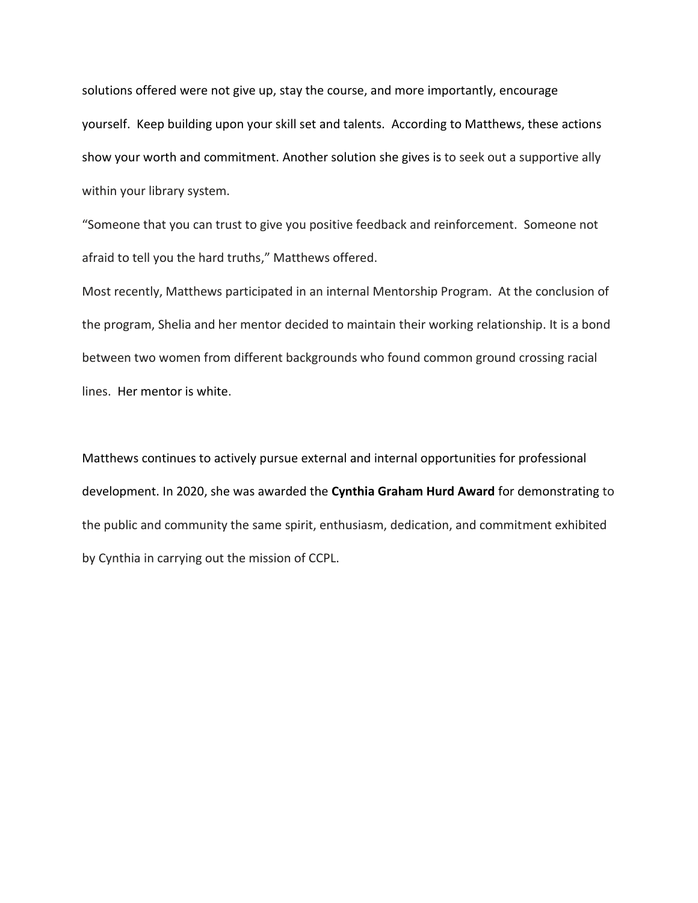solutions offered were not give up, stay the course, and more importantly, encourage yourself. Keep building upon your skill set and talents. According to Matthews, these actions show your worth and commitment. Another solution she gives is to seek out a supportive ally within your library system.

"Someone that you can trust to give you positive feedback and reinforcement. Someone not afraid to tell you the hard truths," Matthews offered.

Most recently, Matthews participated in an internal Mentorship Program. At the conclusion of the program, Shelia and her mentor decided to maintain their working relationship. It is a bond between two women from different backgrounds who found common ground crossing racial lines. Her mentor is white.

Matthews continues to actively pursue external and internal opportunities for professional development. In 2020, she was awarded the **Cynthia Graham Hurd Award** for demonstrating to the public and community the same spirit, enthusiasm, dedication, and commitment exhibited by Cynthia in carrying out the mission of CCPL.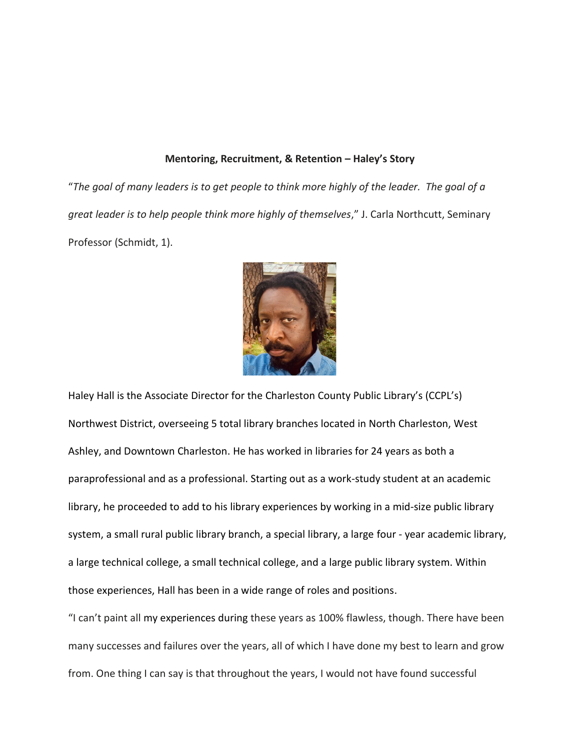**Mentoring, Recruitment, & Retention – Haley's Story**

"*The goal of many leaders is to get people to think more highly of the leader. The goal of a great leader is to help people think more highly of themselves*," J. Carla Northcutt, Seminary Professor (Schmidt, 1).

Haley Hall is the Associate Director for the Charleston County Public Library's (CCPL's) Northwest District, overseeing 5 total library branches located in North Charleston, West Ashley, and Downtown Charleston. He has worked in libraries for 24 years as both a paraprofessional and as a professional. Starting out as a work-study student at an academic library, he proceeded to add to his library experiences by working in a mid-size public library system, a small rural public library branch, a special library, a large four - year academic library, a large technical college, a small technical college, and a large public library system. Within those experiences, Hall has been in a wide range of roles and positions.

"I can't paint all my experiences during these years as 100% flawless, though. There have been many successes and failures over the years, all of which I have done my best to learn and grow from. One thing I can say is that throughout the years, I would not have found successful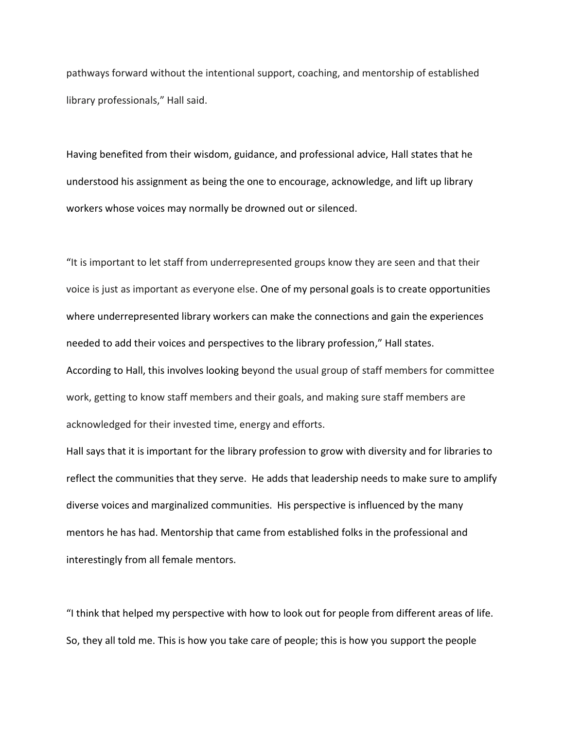pathways forward without the intentional support, coaching, and mentorship of established library professionals," Hall said.

Having benefited from their wisdom, guidance, and professional advice, Hall states that he understood his assignment as being the one to encourage, acknowledge, and lift up library workers whose voices may normally be drowned out or silenced.

"It is important to let staff from underrepresented groups know they are seen and that their voice is just as important as everyone else. One of my personal goals is to create opportunities where underrepresented library workers can make the connections and gain the experiences needed to add their voices and perspectives to the library profession," Hall states.

According to Hall, this involves looking beyond the usual group of staff members for committee work, getting to know staff members and their goals, and making sure staff members are acknowledged for their invested time, energy and efforts.

Hall says that it is important for the library profession to grow with diversity and for libraries to reflect the communities that they serve. He adds that leadership needs to make sure to amplify diverse voices and marginalized communities. His perspective is influenced by the many mentors he has had. Mentorship that came from established folks in the professional and interestingly from all female mentors.

"I think that helped my perspective with how to look out for people from different areas of life. So, they all told me. This is how you take care of people; this is how you support the people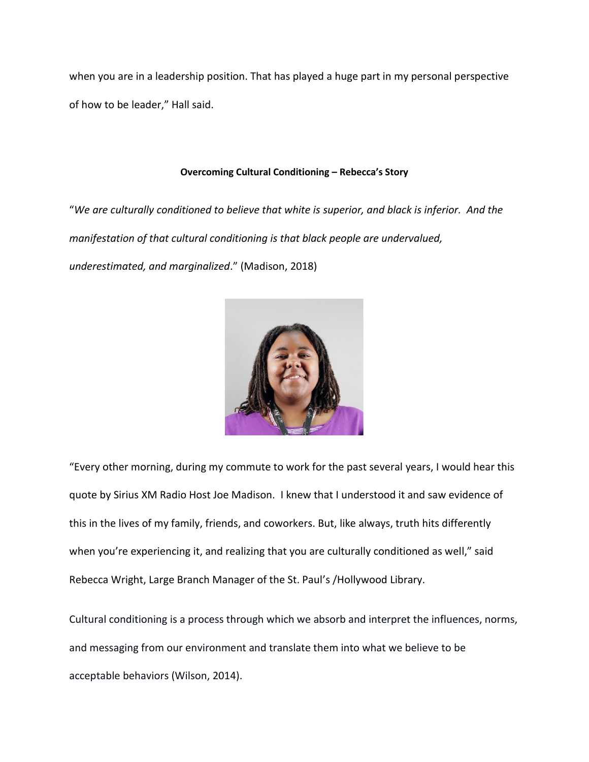when you are in a leadership position. That has played a huge part in my personal perspective of how to be leader," Hall said.

**Overcoming Cultural Conditioning – Rebecca's Story**

"*We are culturally conditioned to believe that white is superior, and black is inferior. And the manifestation of that cultural conditioning is that black people are undervalued, underestimated, and marginalized*." (Madison, 2018)

"Every other morning, during my commute to work for the past several years, I would hear this quote by Sirius XM Radio Host Joe Madison. I knew that I understood it and saw evidence of this in the lives of my family, friends, and coworkers. But, like always, truth hits differently when you're experiencing it, and realizing that you are culturally conditioned as well," said Rebecca Wright, Large Branch Manager of the St. Paul's /Hollywood Library.

Cultural conditioning is a process through which we absorb and interpret the influences, norms, and messaging from our environment and translate them into what we believe to be acceptable behaviors (Wilson, 2014).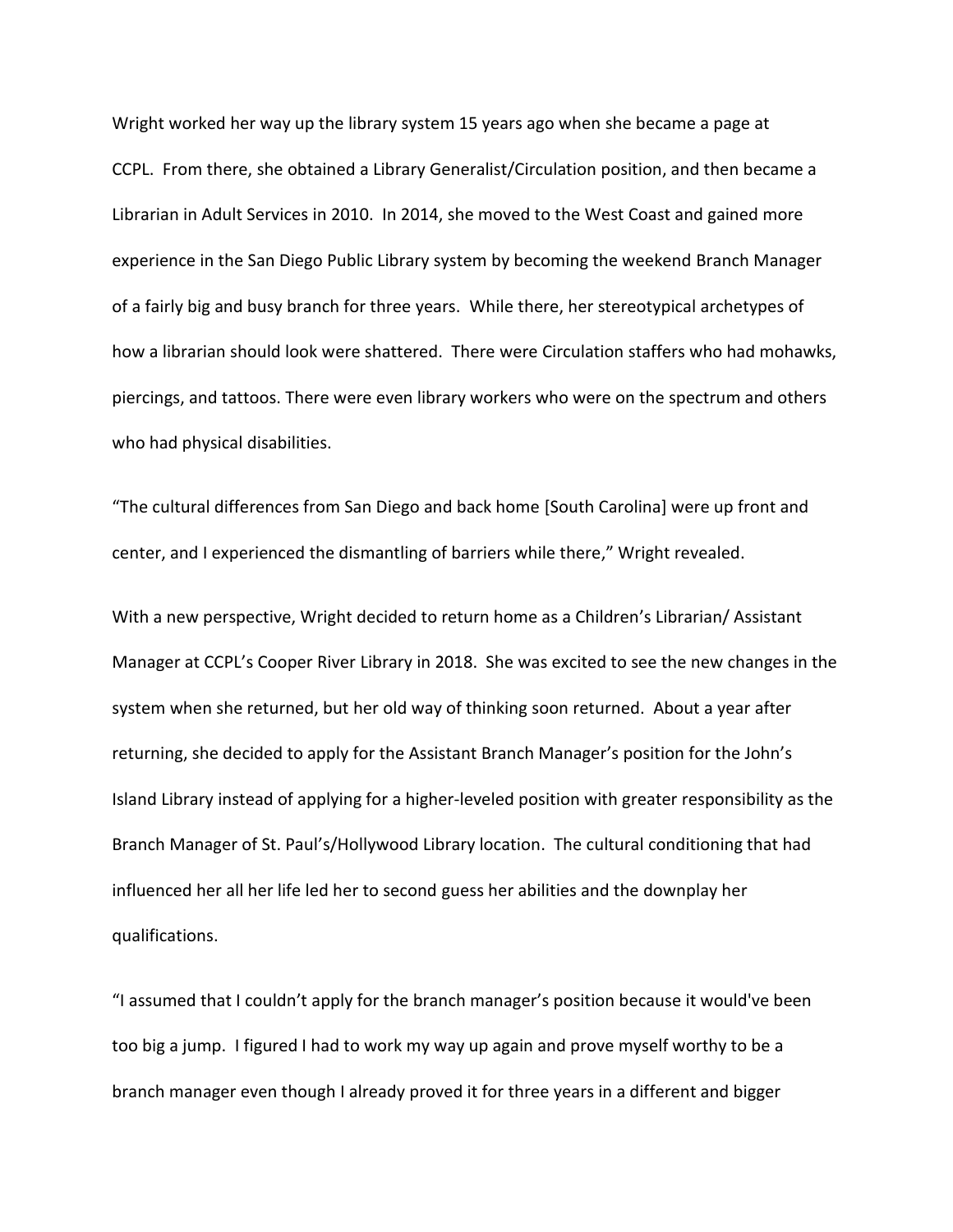Wright worked her way up the library system 15 years ago when she became a page at CCPL. From there, she obtained a Library Generalist/Circulation position, and then became a Librarian in Adult Services in 2010. In 2014, she moved to the West Coast and gained more experience in the San Diego Public Library system by becoming the weekend Branch Manager of a fairly big and busy branch for three years. While there, her stereotypical archetypes of how a librarian should look were shattered. There were Circulation staffers who had mohawks, piercings, and tattoos. There were even library workers who were on the spectrum and others who had physical disabilities.

"The cultural differences from San Diego and back home [South Carolina] were up front and center, and I experienced the dismantling of barriers while there," Wright revealed.

With a new perspective, Wright decided to return home as a Children's Librarian/ Assistant Manager at CCPL's Cooper River Library in 2018. She was excited to see the new changes in the system when she returned, but her old way of thinking soon returned. About a year after returning, she decided to apply for the Assistant Branch Manager's position for the John's Island Library instead of applying for a higher-leveled position with greater responsibility as the Branch Manager of St. Paul's/Hollywood Library location. The cultural conditioning that had influenced her all her life led her to second guess her abilities and the downplay her qualifications.

"I assumed that I couldn't apply for the branch manager's position because it would've been too big a jump. I figured I had to work my way up again and prove myself worthy to be a branch manager even though I already proved it for three years in a different and bigger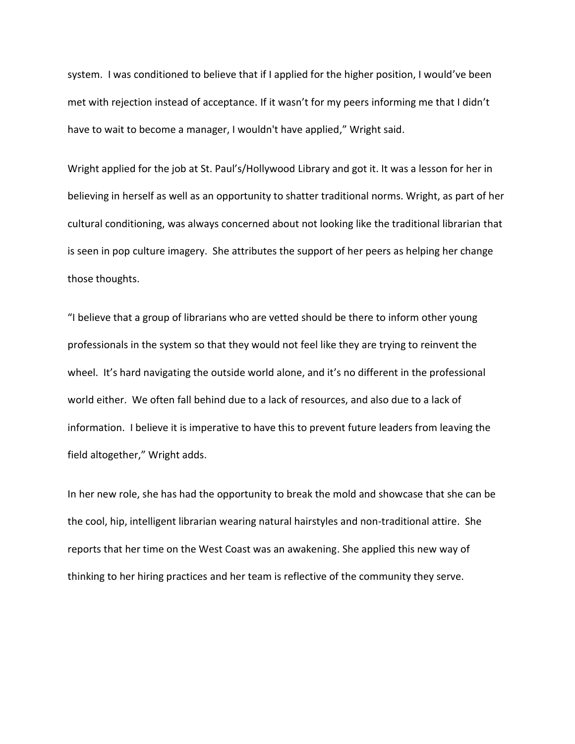system. I was conditioned to believe that if I applied for the higher position, I would've been met with rejection instead of acceptance. If it wasn't for my peers informing me that I didn't have to wait to become a manager, I wouldn't have applied," Wright said.

Wright applied for the job at St. Paul's/Hollywood Library and got it. It was a lesson for her in believing in herself as well as an opportunity to shatter traditional norms. Wright, as part of her cultural conditioning, was always concerned about not looking like the traditional librarian that is seen in pop culture imagery. She attributes the support of her peers as helping her change those thoughts.

"I believe that a group of librarians who are vetted should be there to inform other young professionals in the system so that they would not feel like they are trying to reinvent the wheel. It's hard navigating the outside world alone, and it's no different in the professional world either. We often fall behind due to a lack of resources, and also due to a lack of information. I believe it is imperative to have this to prevent future leaders from leaving the field altogether," Wright adds.

In her new role, she has had the opportunity to break the mold and showcase that she can be the cool, hip, intelligent librarian wearing natural hairstyles and non-traditional attire. She reports that her time on the West Coast was an awakening. She applied this new way of thinking to her hiring practices and her team is reflective of the community they serve.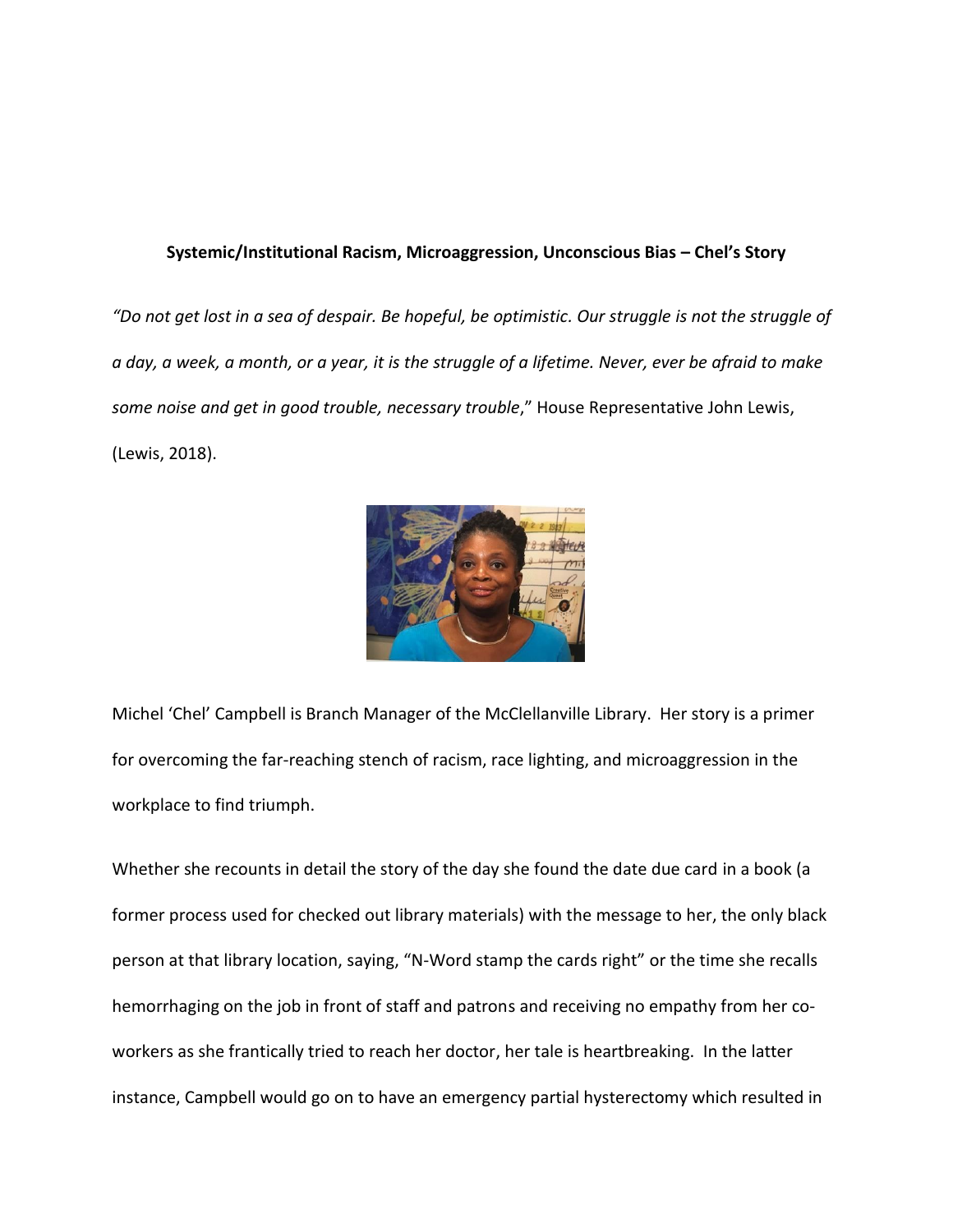**Systemic/Institutional Racism, Microaggression, Unconscious Bias – Chel's Story**

*"Do not get lost in a sea of despair. Be hopeful, be optimistic. Our struggle is not the struggle of a day, a week, a month, or a year, it is the struggle of a lifetime. Never, ever be afraid to make some noise and get in good trouble, necessary trouble*," House Representative John Lewis, (Lewis, 2018).

Michel 'Chel' Campbell is Branch Manager of the McClellanville Library. Her story is a primer for overcoming the far-reaching stench of racism, race lighting, and microaggression in the workplace to find triumph.

Whether she recounts in detail the story of the day she found the date due card in a book (a former process used for checked out library materials) with the message to her, the only black person at that library location, saying, "N-Word stamp the cards right" or the time she recalls hemorrhaging on the job in front of staff and patrons and receiving no empathy from her co-workers as she frantically tried to reach her doctor, her tale is heartbreaking. In the latter instance, Campbell would go on to have an emergency partial hysterectomy which resulted in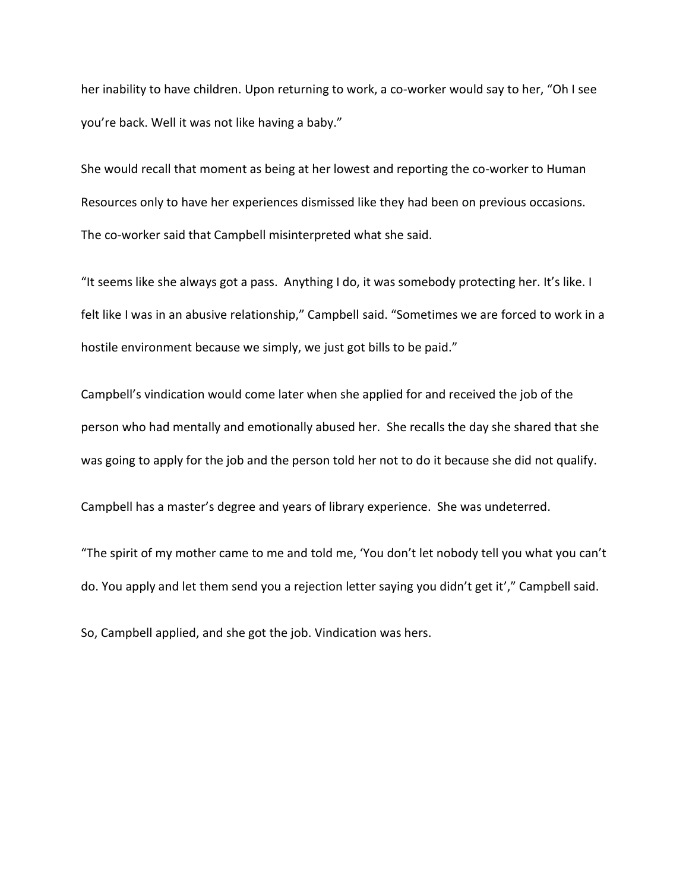her inability to have children. Upon returning to work, a co-worker would say to her, “Oh I see you’re back. Well it was not like having a baby.”

She would recall that moment as being at her lowest and reporting the co-worker to Human Resources only to have her experiences dismissed like they had been on previous occasions. The co-worker said that Campbell misinterpreted what she said.

“It seems like she always got a pass.  Anything I do, it was somebody protecting her. It’s like. I felt like I was in an abusive relationship,” Campbell said. “Sometimes we are forced to work in a hostile environment because we simply, we just got bills to be paid.”

Campbell’s vindication would come later when she applied for and received the job of the person who had mentally and emotionally abused her.  She recalls the day she shared that she was going to apply for the job and the person told her not to do it because she did not qualify.

Campbell has a master’s degree and years of library experience.  She was undeterred.

“The spirit of my mother came to me and told me, ‘You don’t let nobody tell you what you can’t do. You apply and let them send you a rejection letter saying you didn’t get it’,” Campbell said.

So, Campbell applied, and she got the job. Vindication was hers.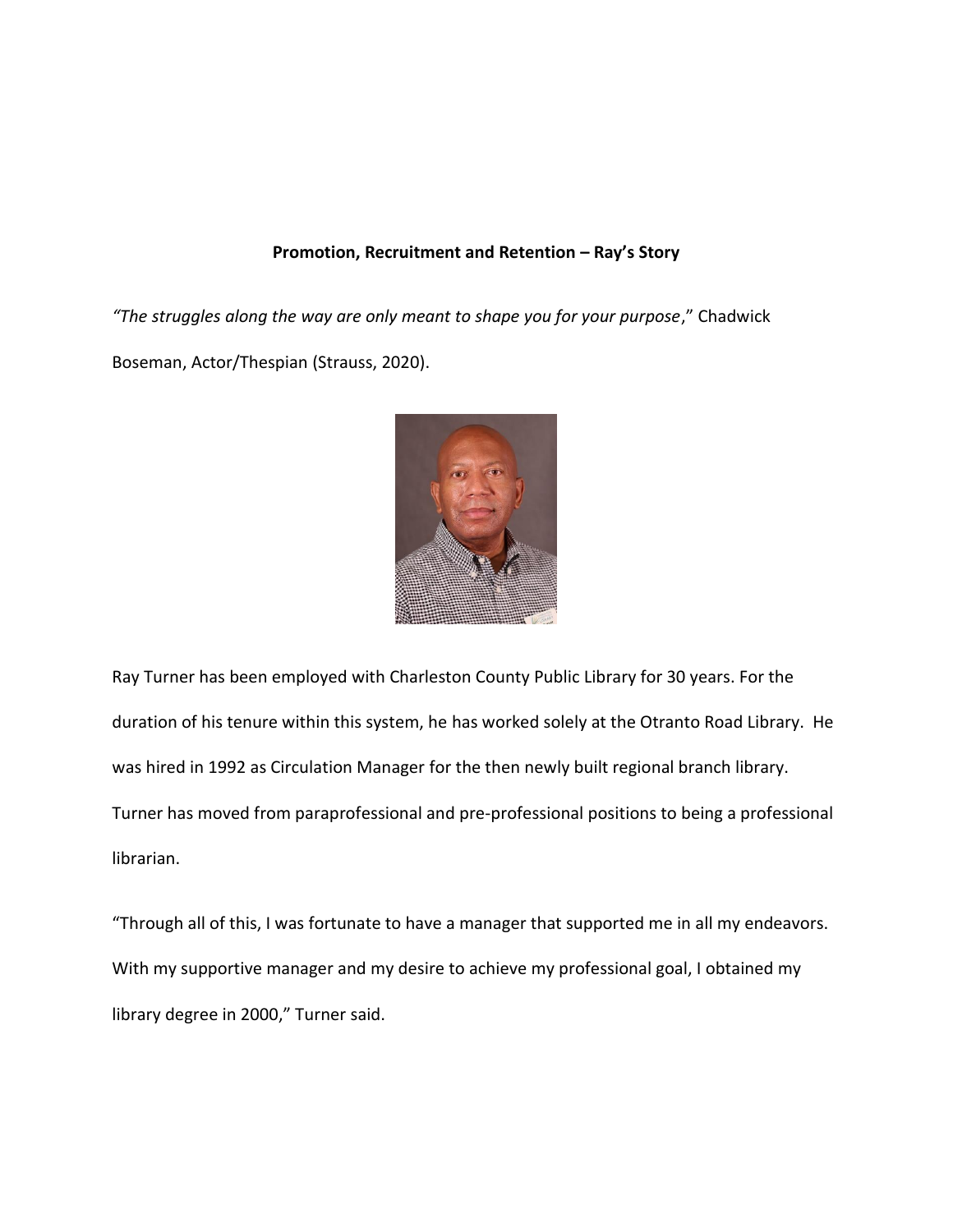**Promotion, Recruitment and Retention – Ray's Story**

*"The struggles along the way are only meant to shape you for your purpose*," Chadwick Boseman, Actor/Thespian (Strauss, 2020).

Ray Turner has been employed with Charleston County Public Library for 30 years. For the duration of his tenure within this system, he has worked solely at the Otranto Road Library. He was hired in 1992 as Circulation Manager for the then newly built regional branch library. Turner has moved from paraprofessional and pre-professional positions to being a professional librarian.

"Through all of this, I was fortunate to have a manager that supported me in all my endeavors. With my supportive manager and my desire to achieve my professional goal, I obtained my library degree in 2000," Turner said.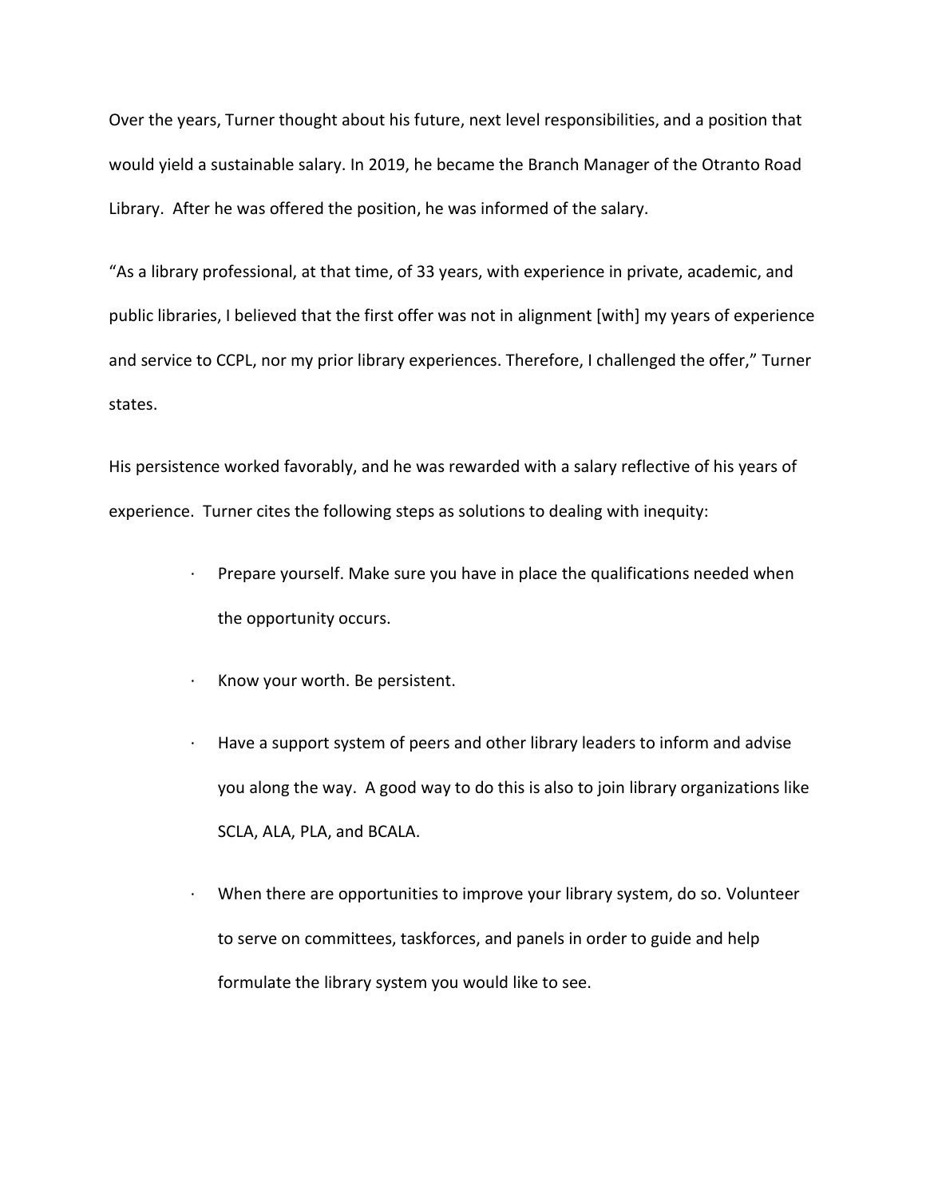Over the years, Turner thought about his future, next level responsibilities, and a position that would yield a sustainable salary. In 2019, he became the Branch Manager of the Otranto Road Library. After he was offered the position, he was informed of the salary.

“As a library professional, at that time, of 33 years, with experience in private, academic, and public libraries, I believed that the first offer was not in alignment [with] my years of experience and service to CCPL, nor my prior library experiences. Therefore, I challenged the offer,” Turner states.

His persistence worked favorably, and he was rewarded with a salary reflective of his years of experience. Turner cites the following steps as solutions to dealing with inequity:

- Prepare yourself. Make sure you have in place the qualifications needed when the opportunity occurs.
- Know your worth. Be persistent.
- Have a support system of peers and other library leaders to inform and advise you along the way. A good way to do this is also to join library organizations like SCLA, ALA, PLA, and BCALA.
- When there are opportunities to improve your library system, do so. Volunteer to serve on committees, taskforces, and panels in order to guide and help formulate the library system you would like to see.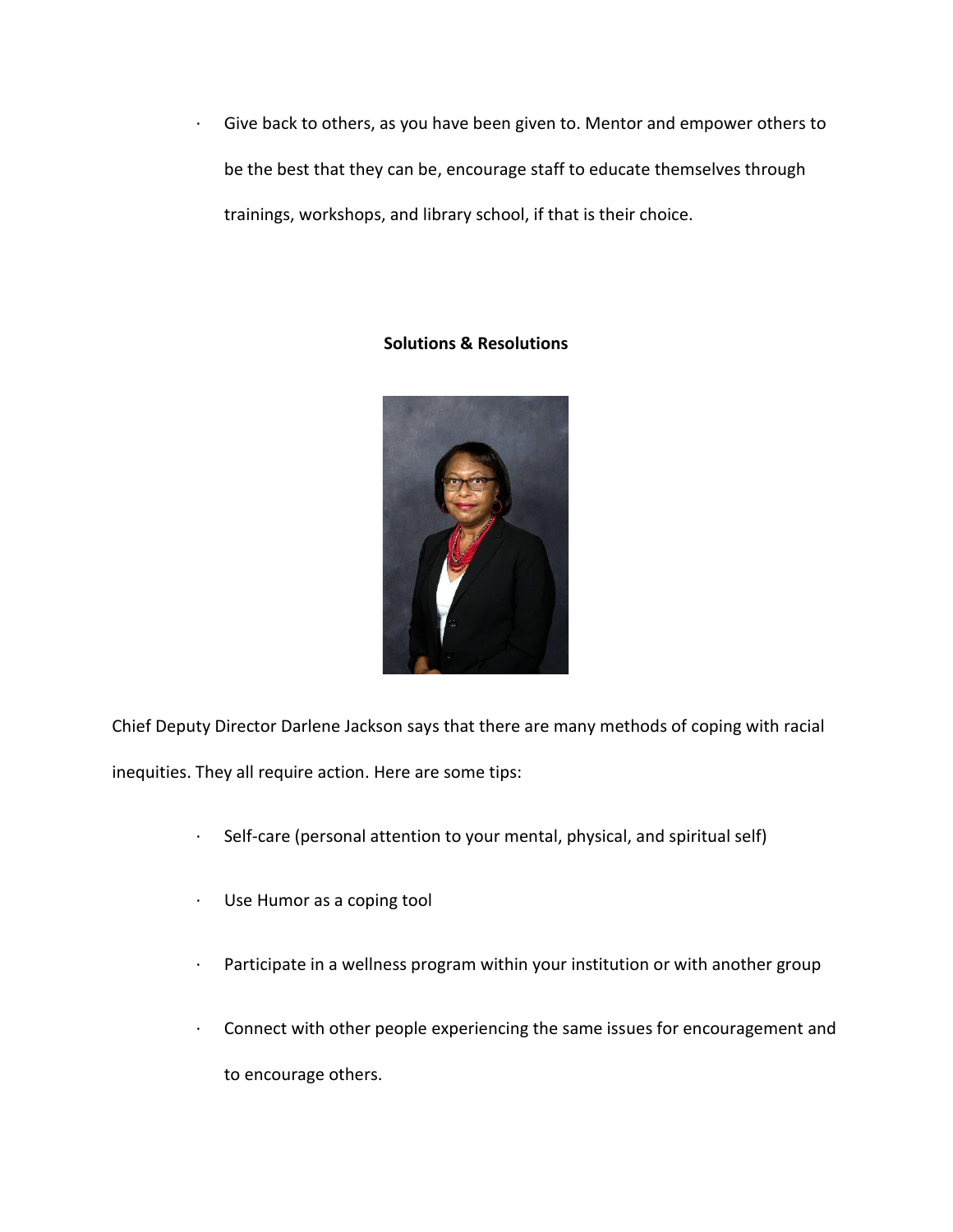- Give back to others, as you have been given to. Mentor and empower others to be the best that they can be, encourage staff to educate themselves through trainings, workshops, and library school, if that is their choice.

**Solutions & Resolutions**

Chief Deputy Director Darlene Jackson says that there are many methods of coping with racial inequities. They all require action. Here are some tips:

- Self-care (personal attention to your mental, physical, and spiritual self)
- Use Humor as a coping tool
- Participate in a wellness program within your institution or with another group
- Connect with other people experiencing the same issues for encouragement and to encourage others.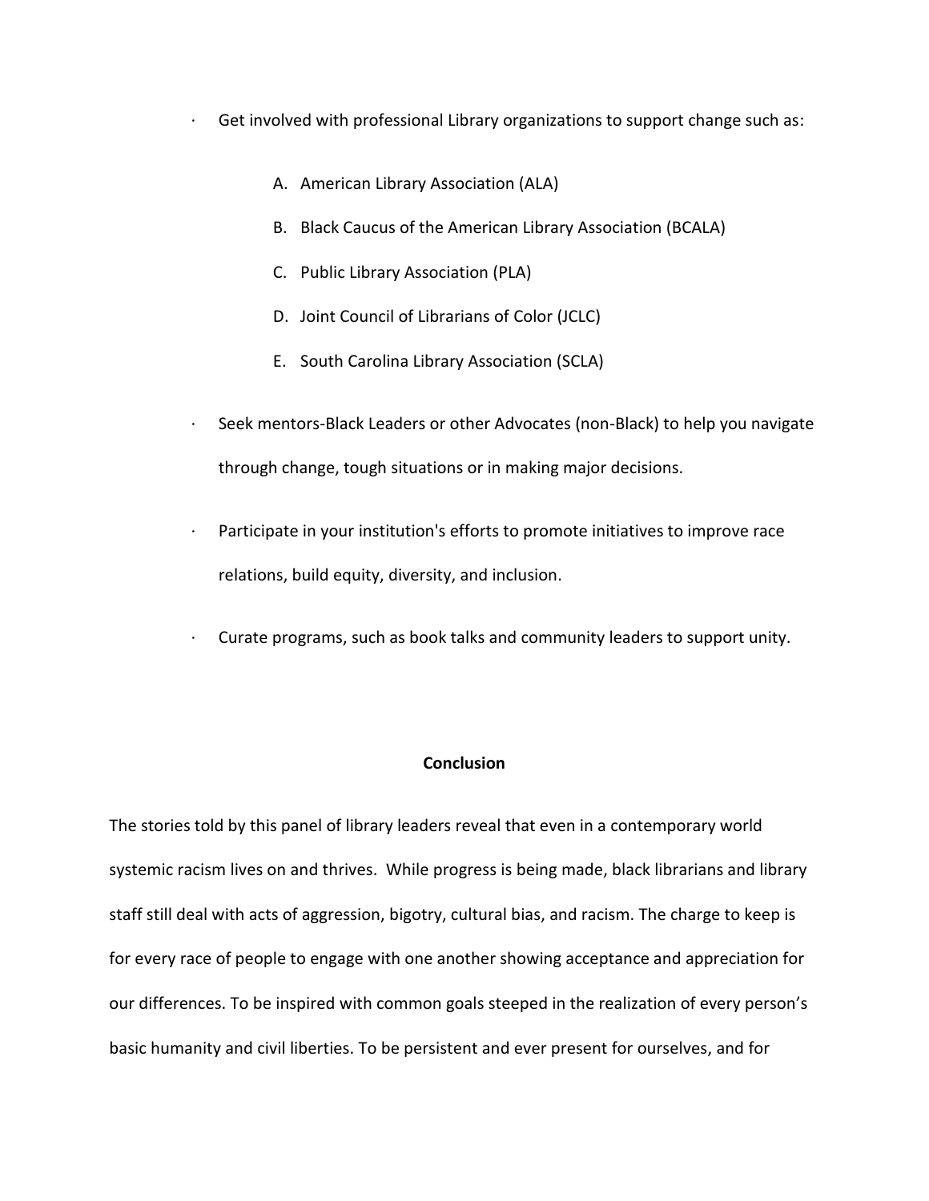- Get involved with professional Library organizations to support change such as:

    A. American Library Association (ALA)

    B. Black Caucus of the American Library Association (BCALA)

    C. Public Library Association (PLA)

    D. Joint Council of Librarians of Color (JCLC)

    E. South Carolina Library Association (SCLA)

- Seek mentors-Black Leaders or other Advocates (non-Black) to help you navigate through change, tough situations or in making major decisions.

- Participate in your institution's efforts to promote initiatives to improve race relations, build equity, diversity, and inclusion.

- Curate programs, such as book talks and community leaders to support unity.

## Conclusion

The stories told by this panel of library leaders reveal that even in a contemporary world systemic racism lives on and thrives. While progress is being made, black librarians and library staff still deal with acts of aggression, bigotry, cultural bias, and racism. The charge to keep is for every race of people to engage with one another showing acceptance and appreciation for our differences. To be inspired with common goals steeped in the realization of every person's basic humanity and civil liberties. To be persistent and ever present for ourselves, and for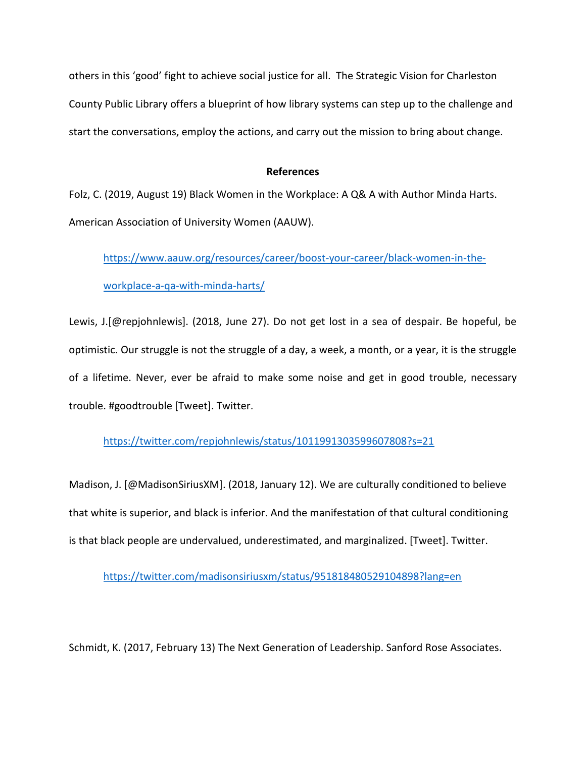others in this 'good' fight to achieve social justice for all. The Strategic Vision for Charleston County Public Library offers a blueprint of how library systems can step up to the challenge and start the conversations, employ the actions, and carry out the mission to bring about change.

## References

Folz, C. (2019, August 19) Black Women in the Workplace: A Q& A with Author Minda Harts. American Association of University Women (AAUW).

https://www.aauw.org/resources/career/boost-your-career/black-women-in-the-workplace-a-qa-with-minda-harts/

Lewis, J.[@repjohnlewis]. (2018, June 27). Do not get lost in a sea of despair. Be hopeful, be optimistic. Our struggle is not the struggle of a day, a week, a month, or a year, it is the struggle of a lifetime. Never, ever be afraid to make some noise and get in good trouble, necessary trouble. #goodtrouble [Tweet]. Twitter.

https://twitter.com/repjohnlewis/status/1011991303599607808?s=21

Madison, J. [@MadisonSiriusXM]. (2018, January 12). We are culturally conditioned to believe that white is superior, and black is inferior. And the manifestation of that cultural conditioning is that black people are undervalued, underestimated, and marginalized. [Tweet]. Twitter.

https://twitter.com/madisonsiriusxm/status/951818480529104898?lang=en

Schmidt, K. (2017, February 13) The Next Generation of Leadership. Sanford Rose Associates.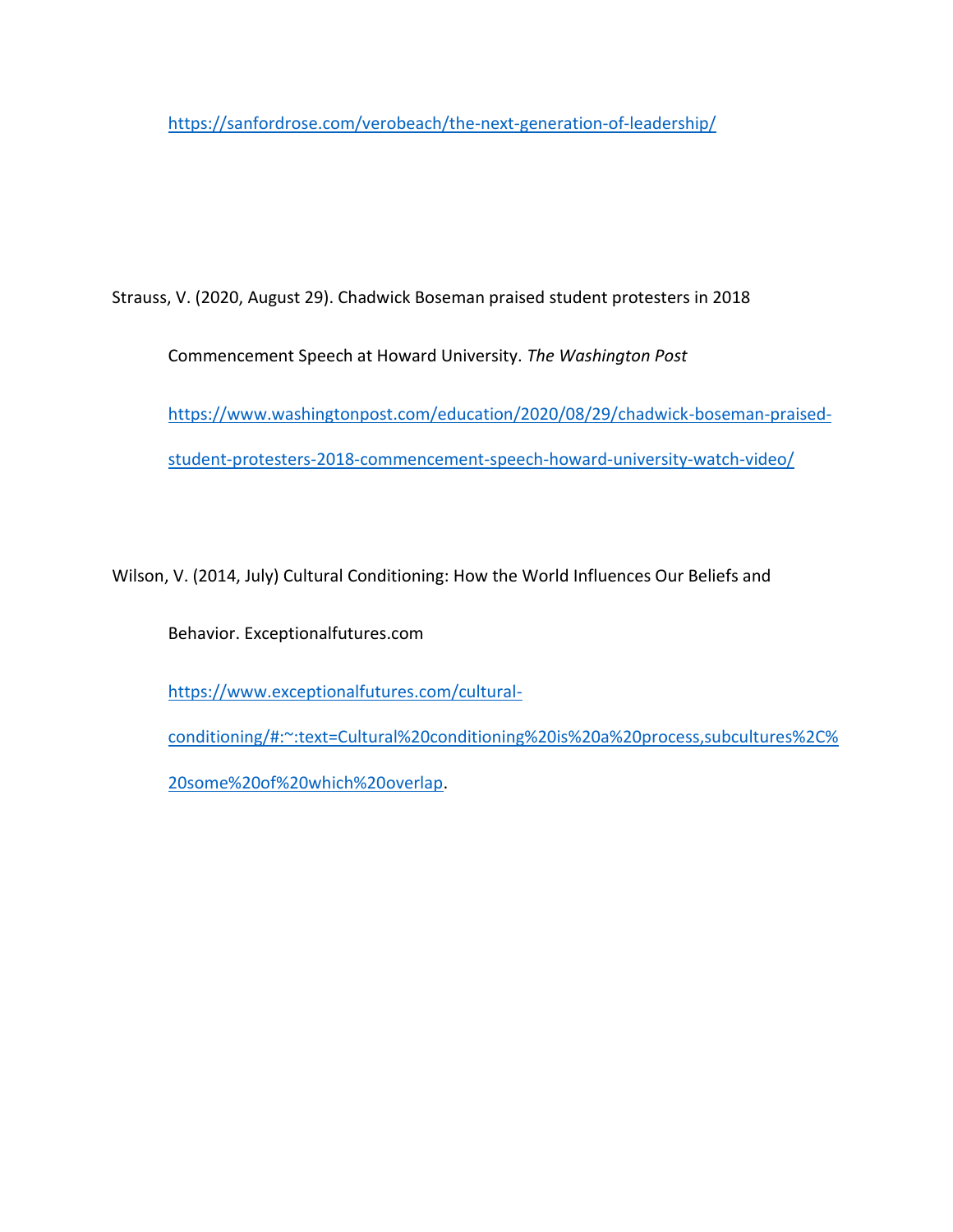https://sanfordrose.com/verobeach/the-next-generation-of-leadership/

Strauss, V. (2020, August 29). Chadwick Boseman praised student protesters in 2018 Commencement Speech at Howard University. *The Washington Post* https://www.washingtonpost.com/education/2020/08/29/chadwick-boseman-praised-student-protesters-2018-commencement-speech-howard-university-watch-video/

Wilson, V. (2014, July) Cultural Conditioning: How the World Influences Our Beliefs and Behavior. Exceptionalfutures.com https://www.exceptionalfutures.com/cultural-conditioning/#:~:text=Cultural%20conditioning%20is%20a%20process,subcultures%2C%20some%20of%20which%20overlap.